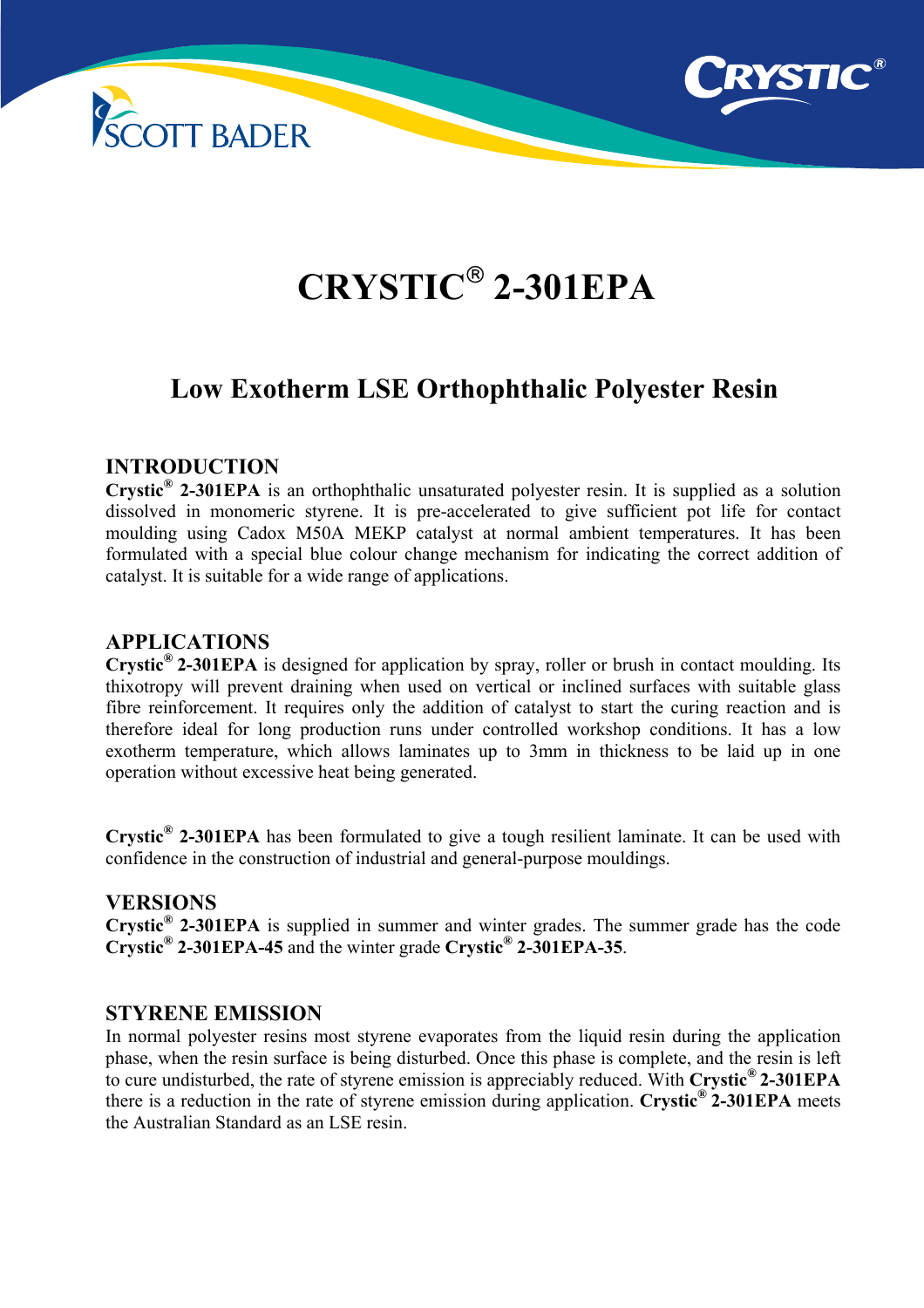# CRYSTIC® 2-301EPA

## Low Exotherm LSE Orthophthalic Polyester Resin

### INTRODUCTION

**Crystic® 2-301EPA** is an orthophthalic unsaturated polyester resin. It is supplied as a solution dissolved in monomeric styrene. It is pre-accelerated to give sufficient pot life for contact moulding using Cadox M50A MEKP catalyst at normal ambient temperatures. It has been formulated with a special blue colour change mechanism for indicating the correct addition of catalyst. It is suitable for a wide range of applications.

### APPLICATIONS

**Crystic® 2-301EPA** is designed for application by spray, roller or brush in contact moulding. Its thixotropy will prevent draining when used on vertical or inclined surfaces with suitable glass fibre reinforcement. It requires only the addition of catalyst to start the curing reaction and is therefore ideal for long production runs under controlled workshop conditions. It has a low exotherm temperature, which allows laminates up to 3mm in thickness to be laid up in one operation without excessive heat being generated.

**Crystic® 2-301EPA** has been formulated to give a tough resilient laminate. It can be used with confidence in the construction of industrial and general-purpose mouldings.

### VERSIONS

**Crystic® 2-301EPA** is supplied in summer and winter grades. The summer grade has the code **Crystic® 2-301EPA-45** and the winter grade **Crystic® 2-301EPA-35**.

### STYRENE EMISSION

In normal polyester resins most styrene evaporates from the liquid resin during the application phase, when the resin surface is being disturbed. Once this phase is complete, and the resin is left to cure undisturbed, the rate of styrene emission is appreciably reduced. With **Crystic® 2-301EPA** there is a reduction in the rate of styrene emission during application. **Crystic® 2-301EPA** meets the Australian Standard as an LSE resin.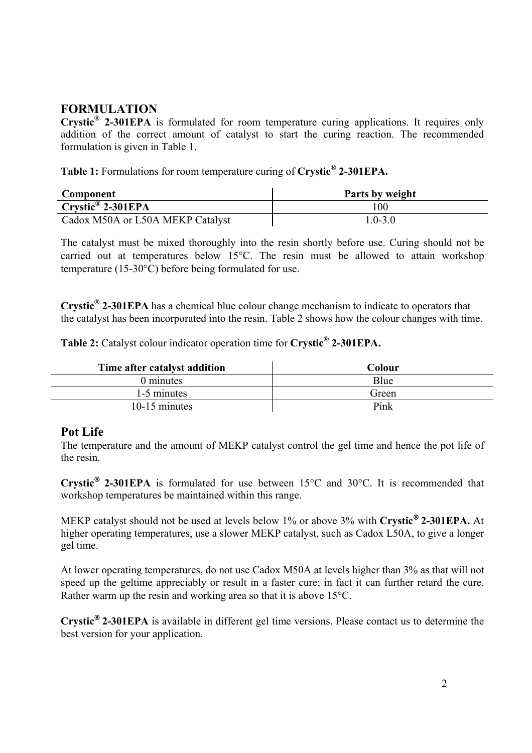## FORMULATION

**Crystic® 2-301EPA** is formulated for room temperature curing applications. It requires only addition of the correct amount of catalyst to start the curing reaction. The recommended formulation is given in Table 1.

**Table 1:** Formulations for room temperature curing of **Crystic® 2-301EPA.**

| Component | Parts by weight |
|---|---|
| **Crystic® 2-301EPA** | 100 |
| Cadox M50A or L50A MEKP Catalyst | 1.0-3.0 |

The catalyst must be mixed thoroughly into the resin shortly before use. Curing should not be carried out at temperatures below 15°C. The resin must be allowed to attain workshop temperature (15-30°C) before being formulated for use.

**Crystic® 2-301EPA** has a chemical blue colour change mechanism to indicate to operators that the catalyst has been incorporated into the resin. Table 2 shows how the colour changes with time.

**Table 2:** Catalyst colour indicator operation time for **Crystic® 2-301EPA.**

| Time after catalyst addition | Colour |
|---|---|
| 0 minutes | Blue |
| 1-5 minutes | Green |
| 10-15 minutes | Pink |

## Pot Life

The temperature and the amount of MEKP catalyst control the gel time and hence the pot life of the resin.

**Crystic® 2-301EPA** is formulated for use between 15°C and 30°C. It is recommended that workshop temperatures be maintained within this range.

MEKP catalyst should not be used at levels below 1% or above 3% with **Crystic® 2-301EPA.** At higher operating temperatures, use a slower MEKP catalyst, such as Cadox L50A, to give a longer gel time.

At lower operating temperatures, do not use Cadox M50A at levels higher than 3% as that will not speed up the geltime appreciably or result in a faster cure; in fact it can further retard the cure. Rather warm up the resin and working area so that it is above 15°C.

**Crystic® 2-301EPA** is available in different gel time versions. Please contact us to determine the best version for your application.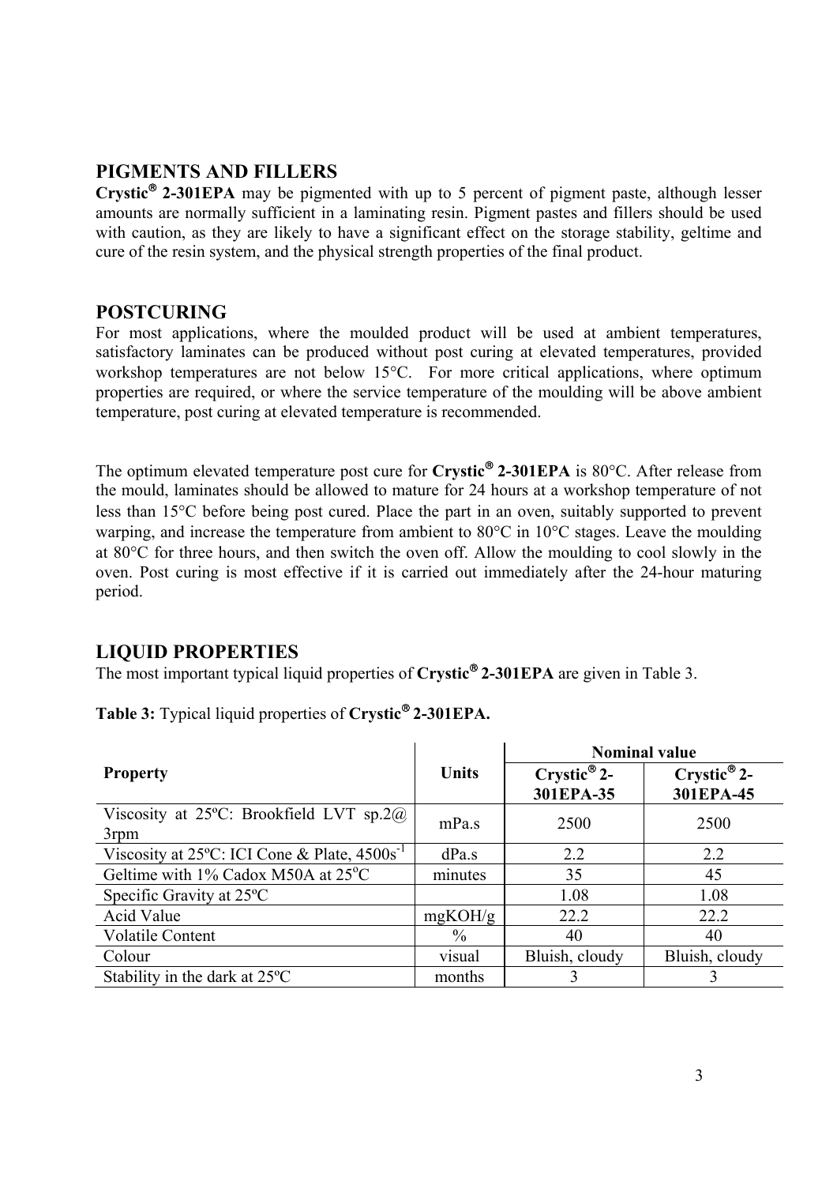## PIGMENTS AND FILLERS

**Crystic® 2-301EPA** may be pigmented with up to 5 percent of pigment paste, although lesser amounts are normally sufficient in a laminating resin. Pigment pastes and fillers should be used with caution, as they are likely to have a significant effect on the storage stability, geltime and cure of the resin system, and the physical strength properties of the final product.

## POSTCURING

For most applications, where the moulded product will be used at ambient temperatures, satisfactory laminates can be produced without post curing at elevated temperatures, provided workshop temperatures are not below 15°C. For more critical applications, where optimum properties are required, or where the service temperature of the moulding will be above ambient temperature, post curing at elevated temperature is recommended.

The optimum elevated temperature post cure for **Crystic® 2-301EPA** is 80°C. After release from the mould, laminates should be allowed to mature for 24 hours at a workshop temperature of not less than 15°C before being post cured. Place the part in an oven, suitably supported to prevent warping, and increase the temperature from ambient to 80°C in 10°C stages. Leave the moulding at 80°C for three hours, and then switch the oven off. Allow the moulding to cool slowly in the oven. Post curing is most effective if it is carried out immediately after the 24-hour maturing period.

## LIQUID PROPERTIES

The most important typical liquid properties of **Crystic® 2-301EPA** are given in Table 3.

**Table 3:** Typical liquid properties of **Crystic® 2-301EPA.**

| Property | Units | Nominal value | |
|---|---|---|---|
| | | **Crystic® 2-301EPA-35** | **Crystic® 2-301EPA-45** |
| Viscosity at 25ºC: Brookfield LVT sp.2@ 3rpm | mPa.s | 2500 | 2500 |
| Viscosity at 25ºC: ICI Cone & Plate, $4500s^{-1}$ | dPa.s | 2.2 | 2.2 |
| Geltime with 1% Cadox M50A at 25°C | minutes | 35 | 45 |
| Specific Gravity at 25ºC | | 1.08 | 1.08 |
| Acid Value | mgKOH/g | 22.2 | 22.2 |
| Volatile Content | % | 40 | 40 |
| Colour | visual | Bluish, cloudy | Bluish, cloudy |
| Stability in the dark at 25ºC | months | 3 | 3 |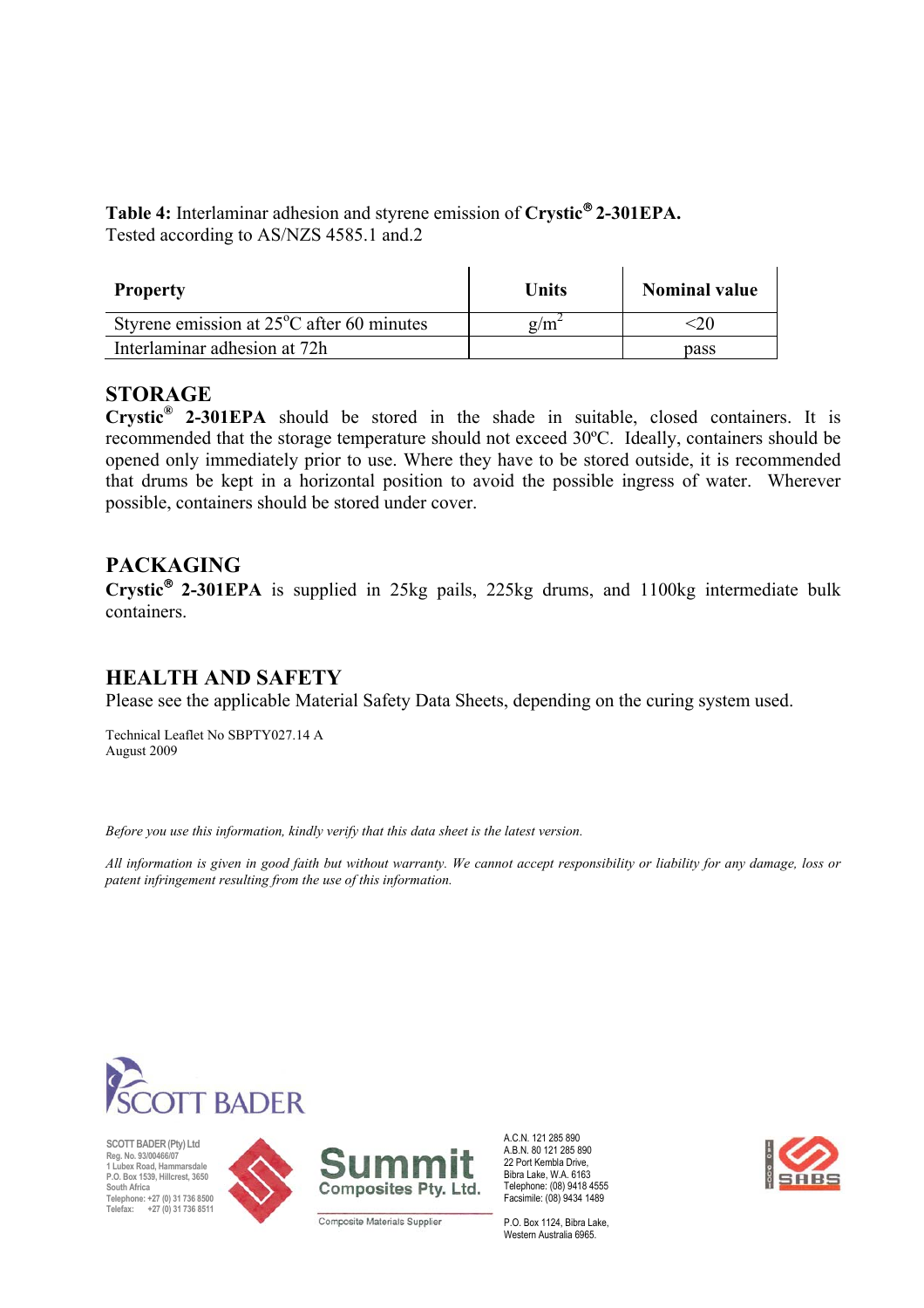**Table 4:** Interlaminar adhesion and styrene emission of **Crystic® 2-301EPA.**
Tested according to AS/NZS 4585.1 and.2

| Property | Units | Nominal value |
|---|---|---|
| Styrene emission at 25°C after 60 minutes | $g/m^2$ | <20 |
| Interlaminar adhesion at 72h | | pass |

## STORAGE

**Crystic® 2-301EPA** should be stored in the shade in suitable, closed containers. It is recommended that the storage temperature should not exceed 30ºC. Ideally, containers should be opened only immediately prior to use. Where they have to be stored outside, it is recommended that drums be kept in a horizontal position to avoid the possible ingress of water. Wherever possible, containers should be stored under cover.

## PACKAGING

**Crystic® 2-301EPA** is supplied in 25kg pails, 225kg drums, and 1100kg intermediate bulk containers.

## HEALTH AND SAFETY

Please see the applicable Material Safety Data Sheets, depending on the curing system used.

Technical Leaflet No SBPTY027.14 A
August 2009

*Before you use this information, kindly verify that this data sheet is the latest version.*

*All information is given in good faith but without warranty. We cannot accept responsibility or liability for any damage, loss or patent infringement resulting from the use of this information.*

SCOTT BADER

SCOTT BADER (Pty) Ltd
Reg. No. 93/00466/07
1 Lubex Road, Hammarsdale
P.O. Box 1539, Hillcrest, 3650
South Africa
Telephone: +27 (0) 31 736 8500
Telefax: +27 (0) 31 736 8511

Summit Composites Pty. Ltd.
Composite Materials Supplier

A.C.N. 121 285 890
A.B.N. 80 121 285 890
22 Port Kembla Drive,
Bibra Lake, W.A. 6163
Telephone: (08) 9418 4555
Facsimile: (08) 9434 1489

P.O. Box 1124, Bibra Lake,
Western Australia 6965.

ISO 9001 SABS